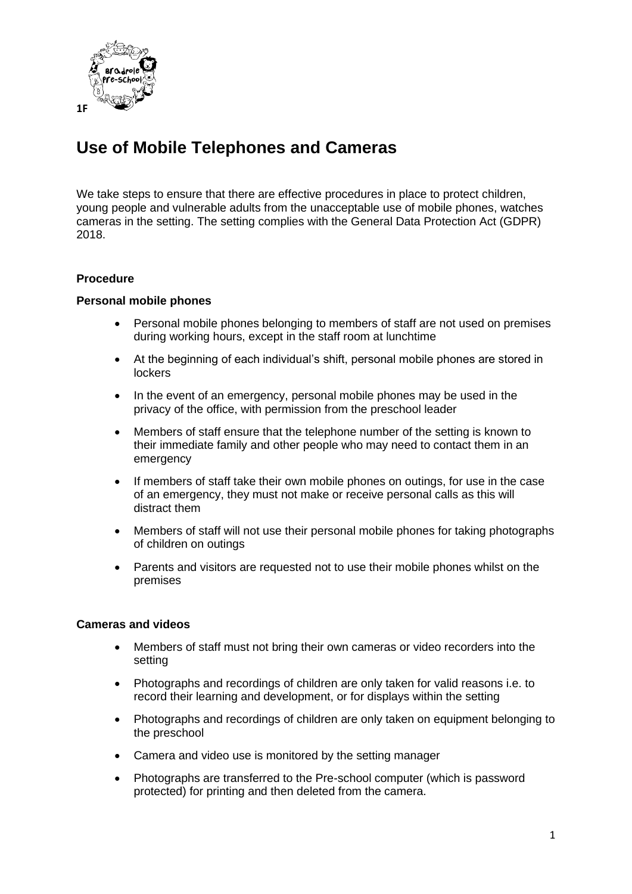1F

# Use of Mobile Telephones and Cameras

We take steps to ensure that there are effective procedures in place to protect children, young people and vulnerable adults from the unacceptable use of mobile phones, watches cameras in the setting. The setting complies with the General Data Protection Act (GDPR) 2018.

### Procedure

### Personal mobile phones

- Personal mobile phones belonging to members of staff are not used on premises during working hours, except in the staff room at lunchtime
- At the beginning of each individual's shift, personal mobile phones are stored in lockers
- In the event of an emergency, personal mobile phones may be used in the privacy of the office, with permission from the preschool leader
- Members of staff ensure that the telephone number of the setting is known to their immediate family and other people who may need to contact them in an emergency
- If members of staff take their own mobile phones on outings, for use in the case of an emergency, they must not make or receive personal calls as this will distract them
- Members of staff will not use their personal mobile phones for taking photographs of children on outings
- Parents and visitors are requested not to use their mobile phones whilst on the premises

### Cameras and videos

- Members of staff must not bring their own cameras or video recorders into the setting
- Photographs and recordings of children are only taken for valid reasons i.e. to record their learning and development, or for displays within the setting
- Photographs and recordings of children are only taken on equipment belonging to the preschool
- Camera and video use is monitored by the setting manager
- Photographs are transferred to the Pre-school computer (which is password protected) for printing and then deleted from the camera.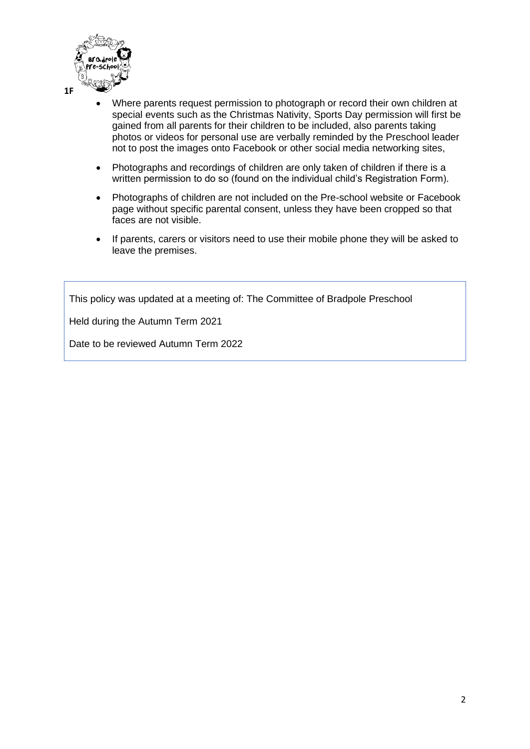- Where parents request permission to photograph or record their own children at special events such as the Christmas Nativity, Sports Day permission will first be gained from all parents for their children to be included, also parents taking photos or videos for personal use are verbally reminded by the Preschool leader not to post the images onto Facebook or other social media networking sites,

- Photographs and recordings of children are only taken of children if there is a written permission to do so (found on the individual child's Registration Form).

- Photographs of children are not included on the Pre-school website or Facebook page without specific parental consent, unless they have been cropped so that faces are not visible.

- If parents, carers or visitors need to use their mobile phone they will be asked to leave the premises.

This policy was updated at a meeting of: The Committee of Bradpole Preschool

Held during the Autumn Term 2021

Date to be reviewed Autumn Term 2022